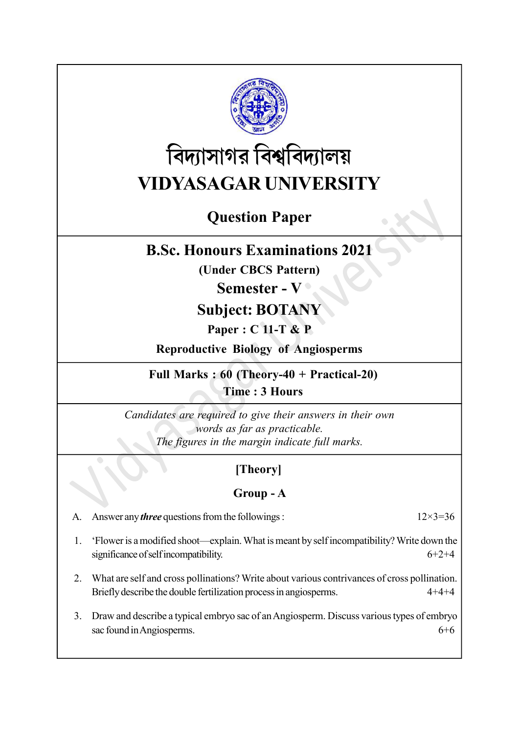# বিদ্যাসাগর বিশ্ববিদ্যালয়

# VIDYASAGAR UNIVERSITY

## Question Paper

## B.Sc. Honours Examinations 2021

**(Under CBCS Pattern)**

**Semester - V**

**Subject: BOTANY**

**Paper : C 11-T & P**

**Reproductive Biology of Angiosperms**

**Full Marks : 60 (Theory-40 + Practical-20)**

**Time : 3 Hours**

*Candidates are required to give their answers in their own words as far as practicable.*
*The figures in the margin indicate full marks.*

### [Theory]

### Group - A

A. Answer any ***three*** questions from the followings : 12×3=36

1. 'Flower is a modified shoot—explain. What is meant by self incompatibility? Write down the significance of self incompatibility. 6+2+4

2. What are self and cross pollinations? Write about various contrivances of cross pollination. Briefly describe the double fertilization process in angiosperms. 4+4+4

3. Draw and describe a typical embryo sac of an Angiosperm. Discuss various types of embryo sac found in Angiosperms. 6+6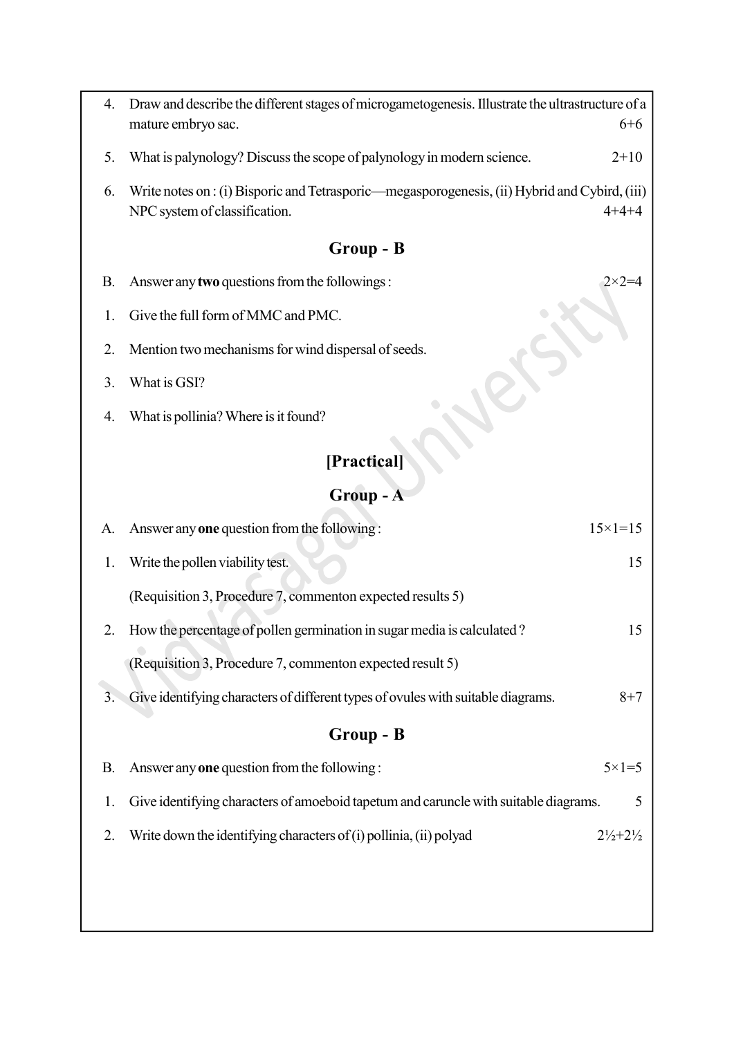4. Draw and describe the different stages of microgametogenesis. Illustrate the ultrastructure of a mature embryo sac. 6+6

5. What is palynology? Discuss the scope of palynology in modern science. 2+10

6. Write notes on : (i) Bisporic and Tetrasporic—megasporogenesis, (ii) Hybrid and Cybird, (iii) NPC system of classification. 4+4+4

## Group - B

B. Answer any **two** questions from the followings : 2×2=4

1. Give the full form of MMC and PMC.

2. Mention two mechanisms for wind dispersal of seeds.

3. What is GSI?

4. What is pollinia? Where is it found?

## [Practical]

## Group - A

A. Answer any **one** question from the following : 15×1=15

1. Write the pollen viability test. 15

   (Requisition 3, Procedure 7, commenton expected results 5)

2. How the percentage of pollen germination in sugar media is calculated ? 15

   (Requisition 3, Procedure 7, commenton expected result 5)

3. Give identifying characters of different types of ovules with suitable diagrams. 8+7

## Group - B

B. Answer any **one** question from the following : 5×1=5

1. Give identifying characters of amoeboid tapetum and caruncle with suitable diagrams. 5

2. Write down the identifying characters of (i) pollinia, (ii) polyad 2½+2½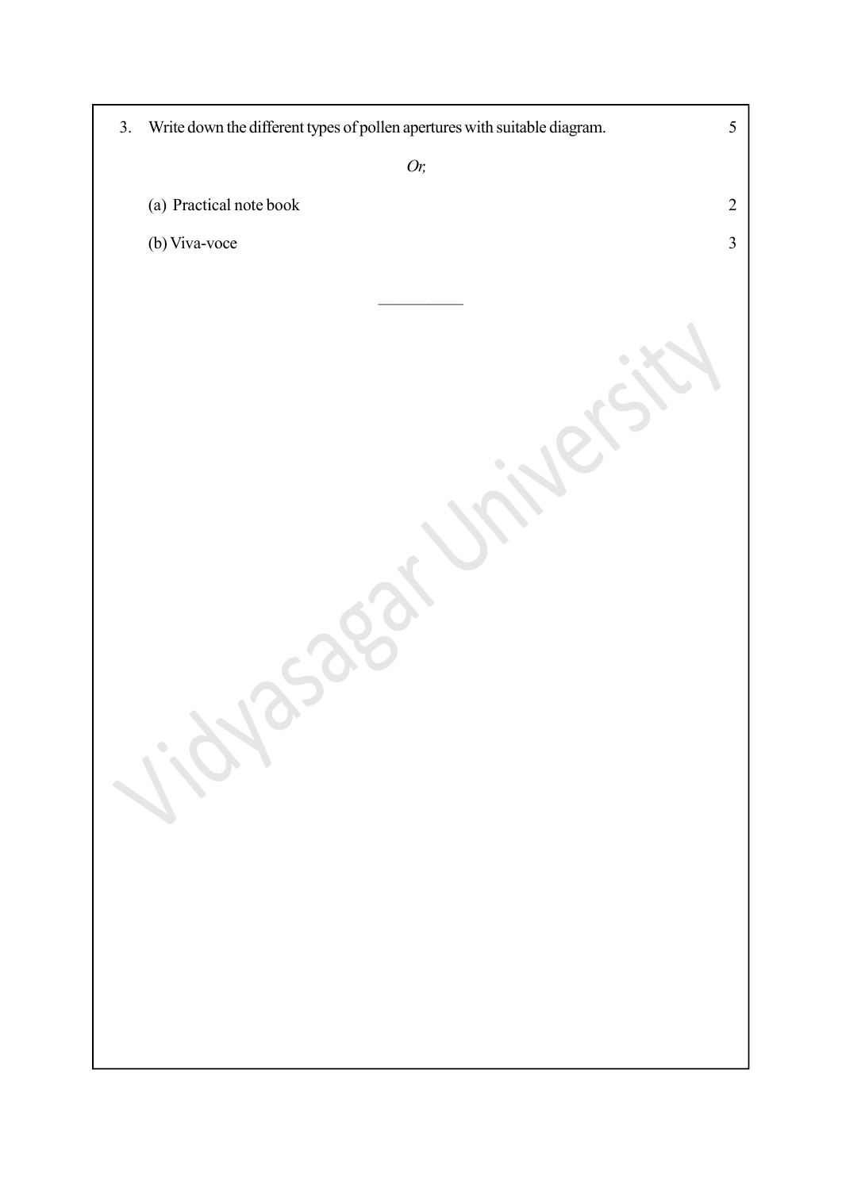3. Write down the different types of pollen apertures with suitable diagram. 5

*Or,*

(a) Practical note book 2

(b) Viva-voce 3

———————